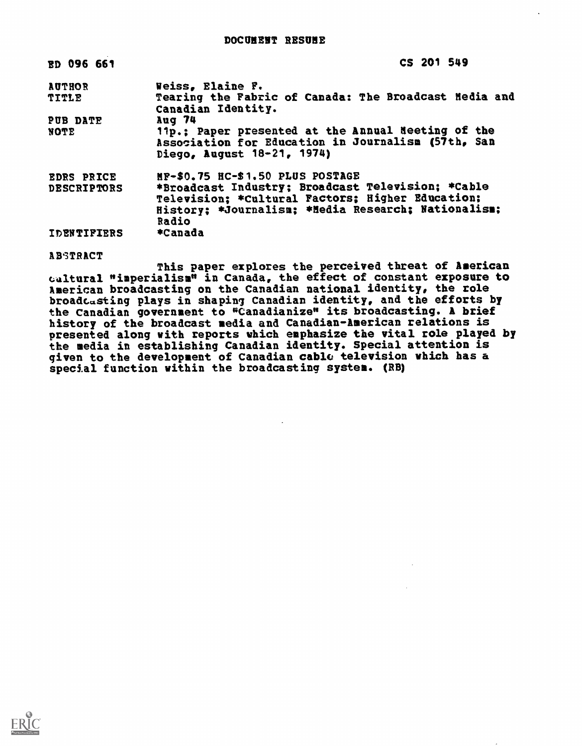DOCUMENT RESUME

| | |
|---|---|
| ED 096 661 | CS 201 549 |
| AUTHOR | Weiss, Elaine F. |
| TITLE | Tearing the Fabric of Canada: The Broadcast Media and Canadian Identity. |
| PUB DATE | Aug 74 |
| NOTE | 11p.; Paper presented at the Annual Meeting of the Association for Education in Journalism (57th, San Diego, August 18-21, 1974) |
| EDRS PRICE | MF-$0.75 HC-$1.50 PLUS POSTAGE |
| DESCRIPTORS | *Broadcast Industry; Broadcast Television; *Cable Television; *Cultural Factors; Higher Education; History; *Journalism; *Media Research; Nationalism; Radio |
| IDENTIFIERS | *Canada |

ABSTRACT

This paper explores the perceived threat of American cultural "imperialism" in Canada, the effect of constant exposure to American broadcasting on the Canadian national identity, the role broadcasting plays in shaping Canadian identity, and the efforts by the Canadian government to "Canadianize" its broadcasting. A brief history of the broadcast media and Canadian-American relations is presented along with reports which emphasize the vital role played by the media in establishing Canadian identity. Special attention is given to the development of Canadian cable television which has a special function within the broadcasting system. (RB)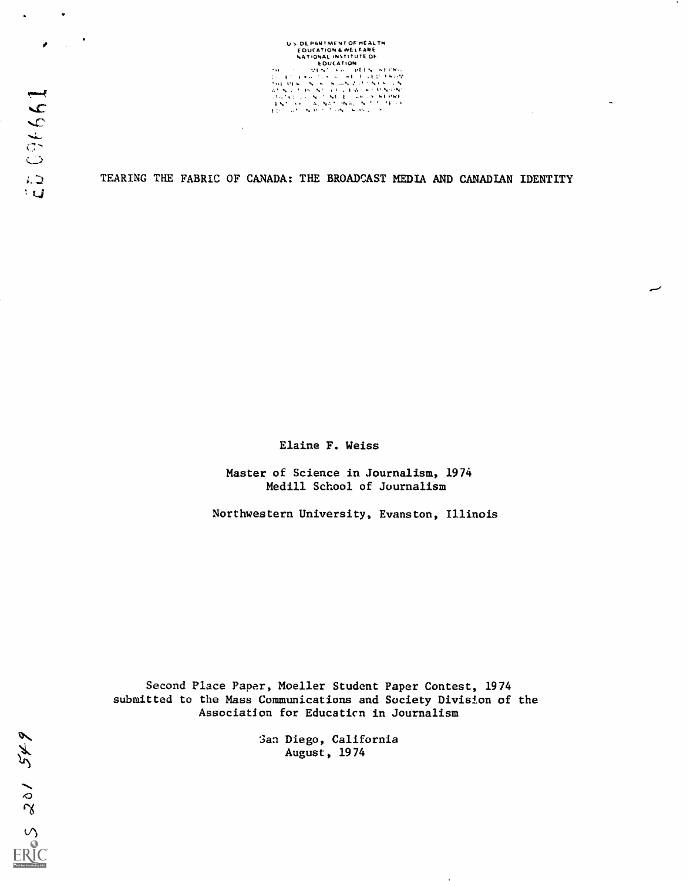U S DEPARTMENT OF HEALTH
EDUCATION & WELFARE
NATIONAL INSTITUTE OF
EDUCATION

# TEARING THE FABRIC OF CANADA: THE BROADCAST MEDIA AND CANADIAN IDENTITY

Elaine F. Weiss

Master of Science in Journalism, 1974
Medill School of Journalism

Northwestern University, Evanston, Illinois

Second Place Paper, Moeller Student Paper Contest, 1974
submitted to the Mass Communications and Society Division of the
Association for Education in Journalism

San Diego, California
August, 1974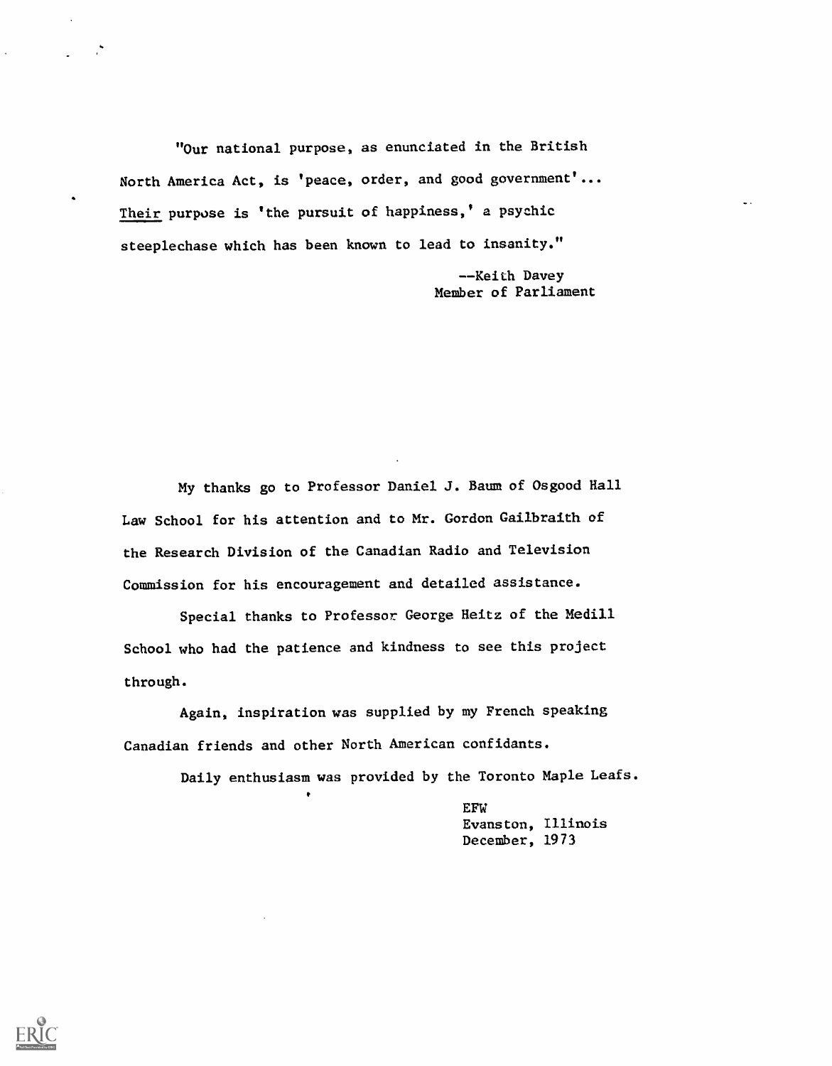"Our national purpose, as enunciated in the British North America Act, is 'peace, order, and good government'... Their purpose is 'the pursuit of happiness,' a psychic steeplechase which has been known to lead to insanity."

--Keith Davey
Member of Parliament

My thanks go to Professor Daniel J. Baum of Osgood Hall Law School for his attention and to Mr. Gordon Gailbraith of the Research Division of the Canadian Radio and Television Commission for his encouragement and detailed assistance.

Special thanks to Professor George Heitz of the Medill School who had the patience and kindness to see this project through.

Again, inspiration was supplied by my French speaking Canadian friends and other North American confidants.

Daily enthusiasm was provided by the Toronto Maple Leafs.

EFW
Evanston, Illinois
December, 1973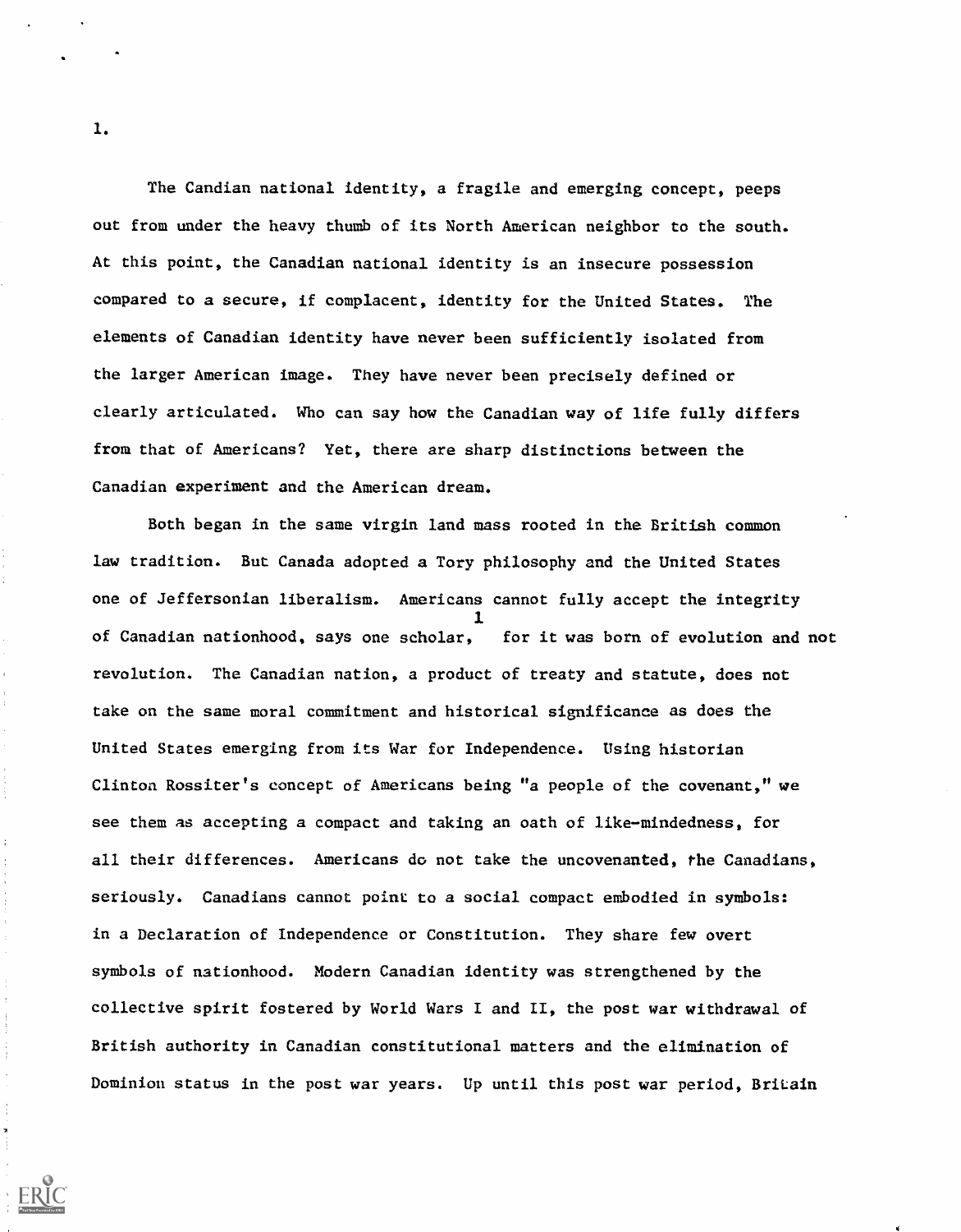The Candian national identity, a fragile and emerging concept, peeps out from under the heavy thumb of its North American neighbor to the south. At this point, the Canadian national identity is an insecure possession compared to a secure, if complacent, identity for the United States. The elements of Canadian identity have never been sufficiently isolated from the larger American image. They have never been precisely defined or clearly articulated. Who can say how the Canadian way of life fully differs from that of Americans? Yet, there are sharp distinctions between the Canadian experiment and the American dream.

Both began in the same virgin land mass rooted in the British common law tradition. But Canada adopted a Tory philosophy and the United States one of Jeffersonian liberalism. Americans cannot fully accept the integrity of Canadian nationhood, says one scholar,[1] for it was born of evolution and not revolution. The Canadian nation, a product of treaty and statute, does not take on the same moral commitment and historical significance as does the United States emerging from its War for Independence. Using historian Clinton Rossiter's concept of Americans being "a people of the covenant," we see them as accepting a compact and taking an oath of like-mindedness, for all their differences. Americans do not take the uncovenanted, the Canadians, seriously. Canadians cannot point to a social compact embodied in symbols: in a Declaration of Independence or Constitution. They share few overt symbols of nationhood. Modern Canadian identity was strengthened by the collective spirit fostered by World Wars I and II, the post war withdrawal of British authority in Canadian constitutional matters and the elimination of Dominion status in the post war years. Up until this post war period, Britain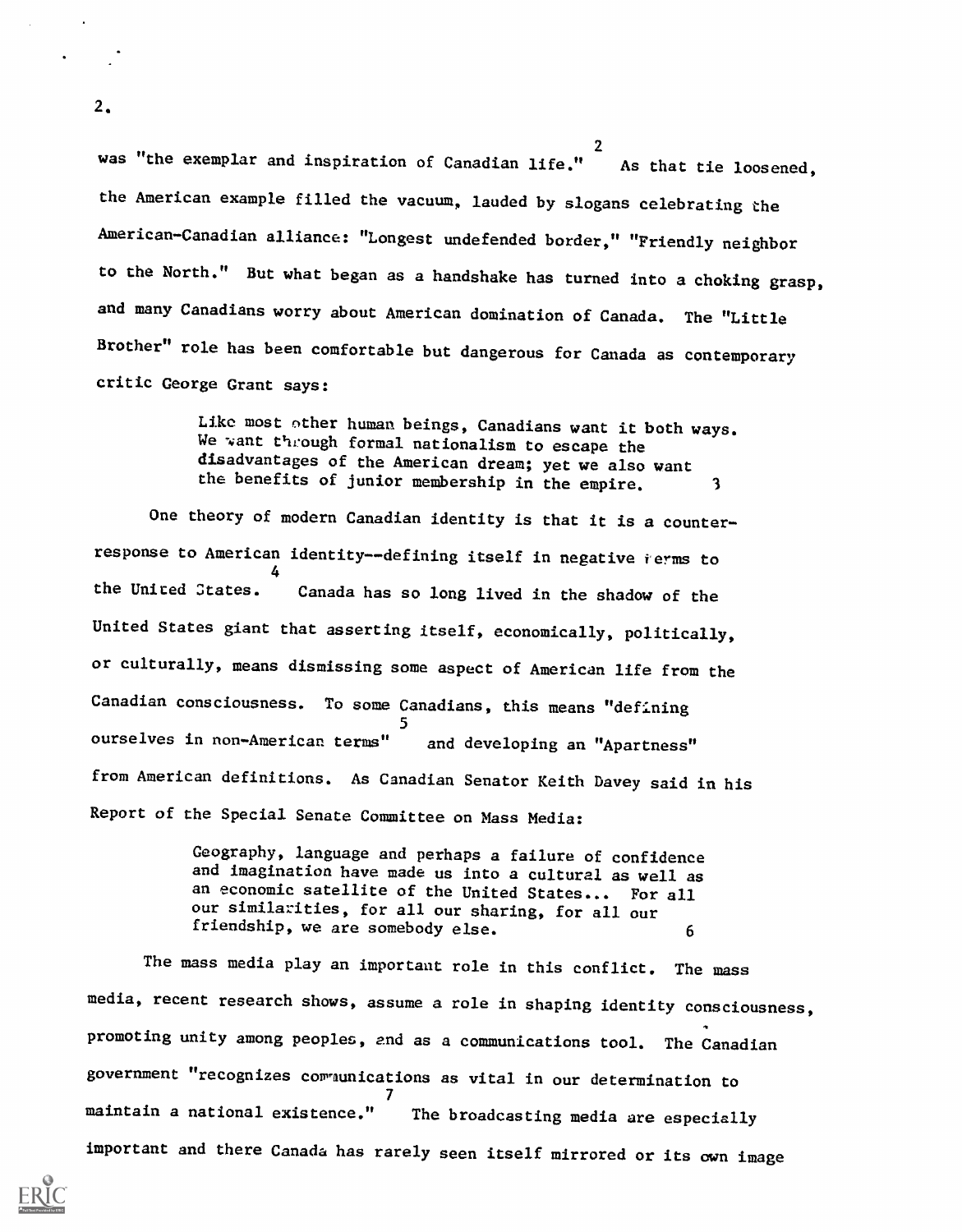was "the exemplar and inspiration of Canadian life."[2] As that tie loosened, the American example filled the vacuum, lauded by slogans celebrating the American-Canadian alliance: "Longest undefended border," "Friendly neighbor to the North." But what began as a handshake has turned into a choking grasp, and many Canadians worry about American domination of Canada. The "Little Brother" role has been comfortable but dangerous for Canada as contemporary critic George Grant says:

> Like most other human beings, Canadians want it both ways. We want through formal nationalism to escape the disadvantages of the American dream; yet we also want the benefits of junior membership in the empire.[3]

One theory of modern Canadian identity is that it is a counter-response to American identity--defining itself in negative terms to the United States.[4] Canada has so long lived in the shadow of the United States giant that asserting itself, economically, politically, or culturally, means dismissing some aspect of American life from the Canadian consciousness. To some Canadians, this means "defining ourselves in non-American terms"[5] and developing an "Apartness" from American definitions. As Canadian Senator Keith Davey said in his Report of the Special Senate Committee on Mass Media:

> Geography, language and perhaps a failure of confidence and imagination have made us into a cultural as well as an economic satellite of the United States... For all our similarities, for all our sharing, for all our friendship, we are somebody else.[6]

The mass media play an important role in this conflict. The mass media, recent research shows, assume a role in shaping identity consciousness, promoting unity among peoples, and as a communications tool. The Canadian government "recognizes communications as vital in our determination to maintain a national existence."[7] The broadcasting media are especially important and there Canada has rarely seen itself mirrored or its own image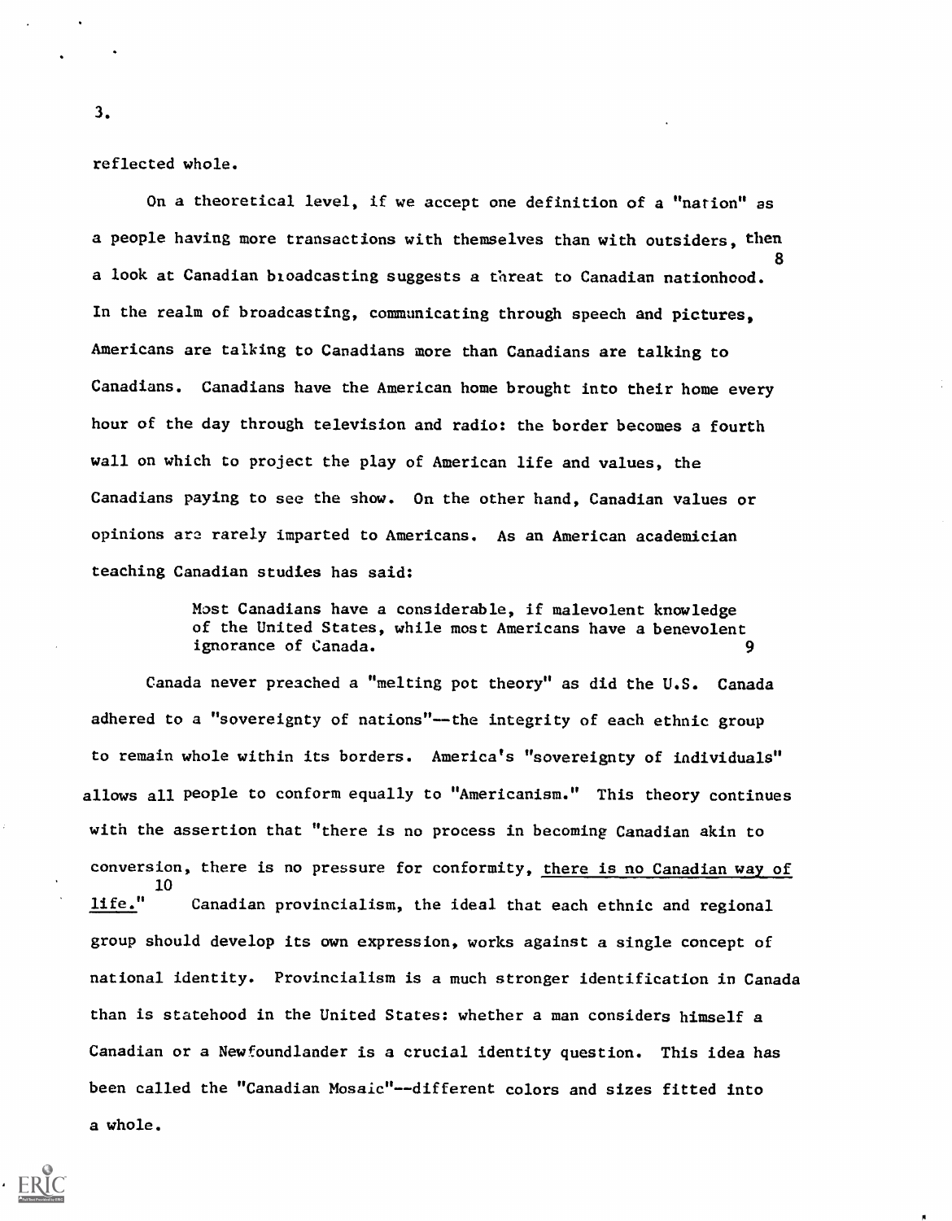reflected whole.

On a theoretical level, if we accept one definition of a "nation" as a people having more transactions with themselves than with outsiders, then a look at Canadian broadcasting suggests a threat to Canadian nationhood.[8] In the realm of broadcasting, communicating through speech and pictures, Americans are talking to Canadians more than Canadians are talking to Canadians. Canadians have the American home brought into their home every hour of the day through television and radio: the border becomes a fourth wall on which to project the play of American life and values, the Canadians paying to see the show. On the other hand, Canadian values or opinions are rarely imparted to Americans. As an American academician teaching Canadian studies has said:

> Most Canadians have a considerable, if malevolent knowledge of the United States, while most Americans have a benevolent ignorance of Canada.[9]

Canada never preached a "melting pot theory" as did the U.S. Canada adhered to a "sovereignty of nations"--the integrity of each ethnic group to remain whole within its borders. America's "sovereignty of individuals" allows all people to conform equally to "Americanism." This theory continues with the assertion that "there is no process in becoming Canadian akin to conversion, there is no pressure for conformity, <u>there is no Canadian way of life</u>."[10] Canadian provincialism, the ideal that each ethnic and regional group should develop its own expression, works against a single concept of national identity. Provincialism is a much stronger identification in Canada than is statehood in the United States: whether a man considers himself a Canadian or a Newfoundlander is a crucial identity question. This idea has been called the "Canadian Mosaic"--different colors and sizes fitted into a whole.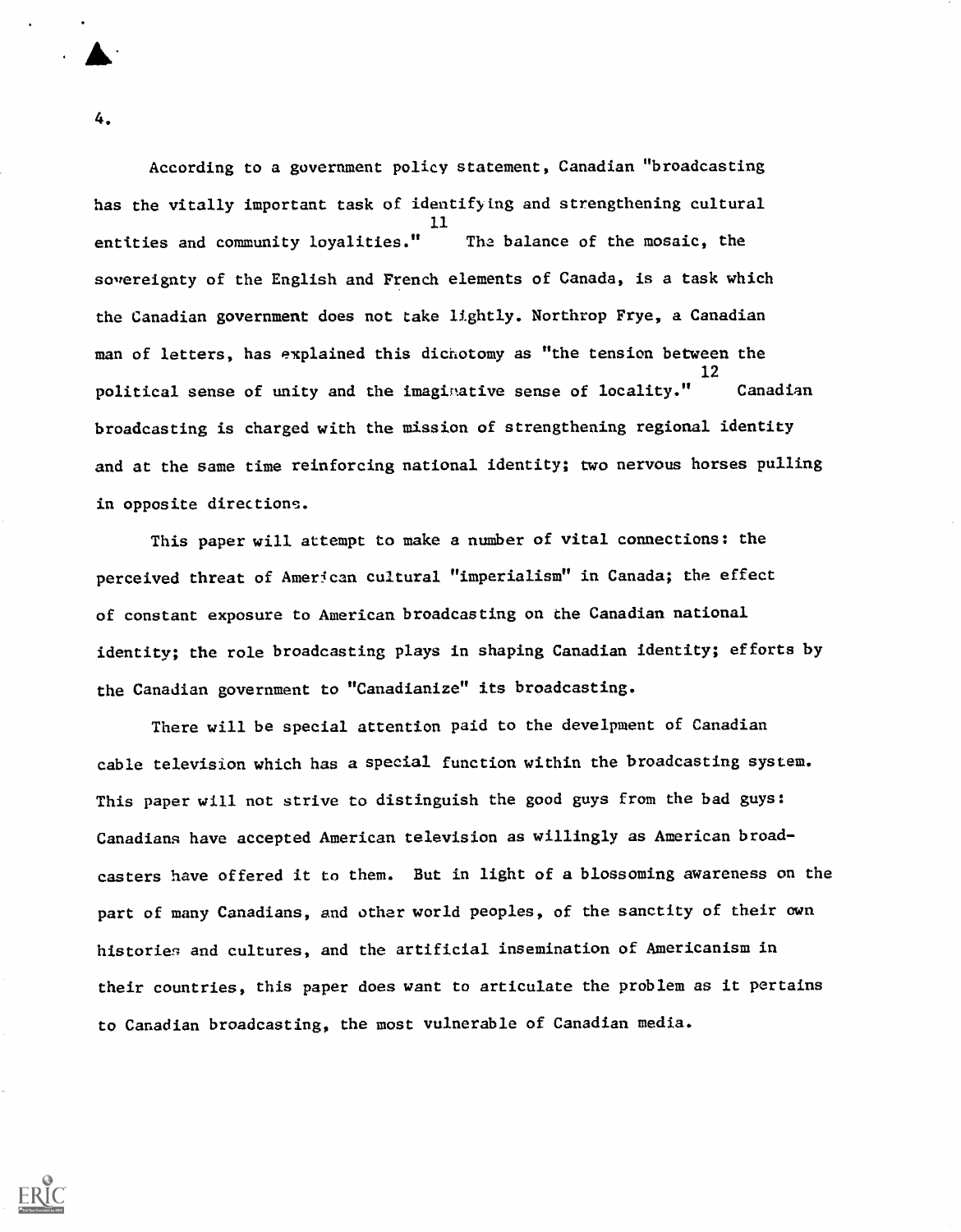According to a government policy statement, Canadian "broadcasting has the vitally important task of identifying and strengthening cultural entities and community loyalities."[11] The balance of the mosaic, the sovereignty of the English and French elements of Canada, is a task which the Canadian government does not take lightly. Northrop Frye, a Canadian man of letters, has explained this dichotomy as "the tension between the political sense of unity and the imaginative sense of locality."[12] Canadian broadcasting is charged with the mission of strengthening regional identity and at the same time reinforcing national identity; two nervous horses pulling in opposite directions.

This paper will attempt to make a number of vital connections: the perceived threat of American cultural "imperialism" in Canada; the effect of constant exposure to American broadcasting on the Canadian national identity; the role broadcasting plays in shaping Canadian identity; efforts by the Canadian government to "Canadianize" its broadcasting.

There will be special attention paid to the develpment of Canadian cable television which has a special function within the broadcasting system. This paper will not strive to distinguish the good guys from the bad guys: Canadians have accepted American television as willingly as American broadcasters have offered it to them. But in light of a blossoming awareness on the part of many Canadians, and other world peoples, of the sanctity of their own histories and cultures, and the artificial insemination of Americanism in their countries, this paper does want to articulate the problem as it pertains to Canadian broadcasting, the most vulnerable of Canadian media.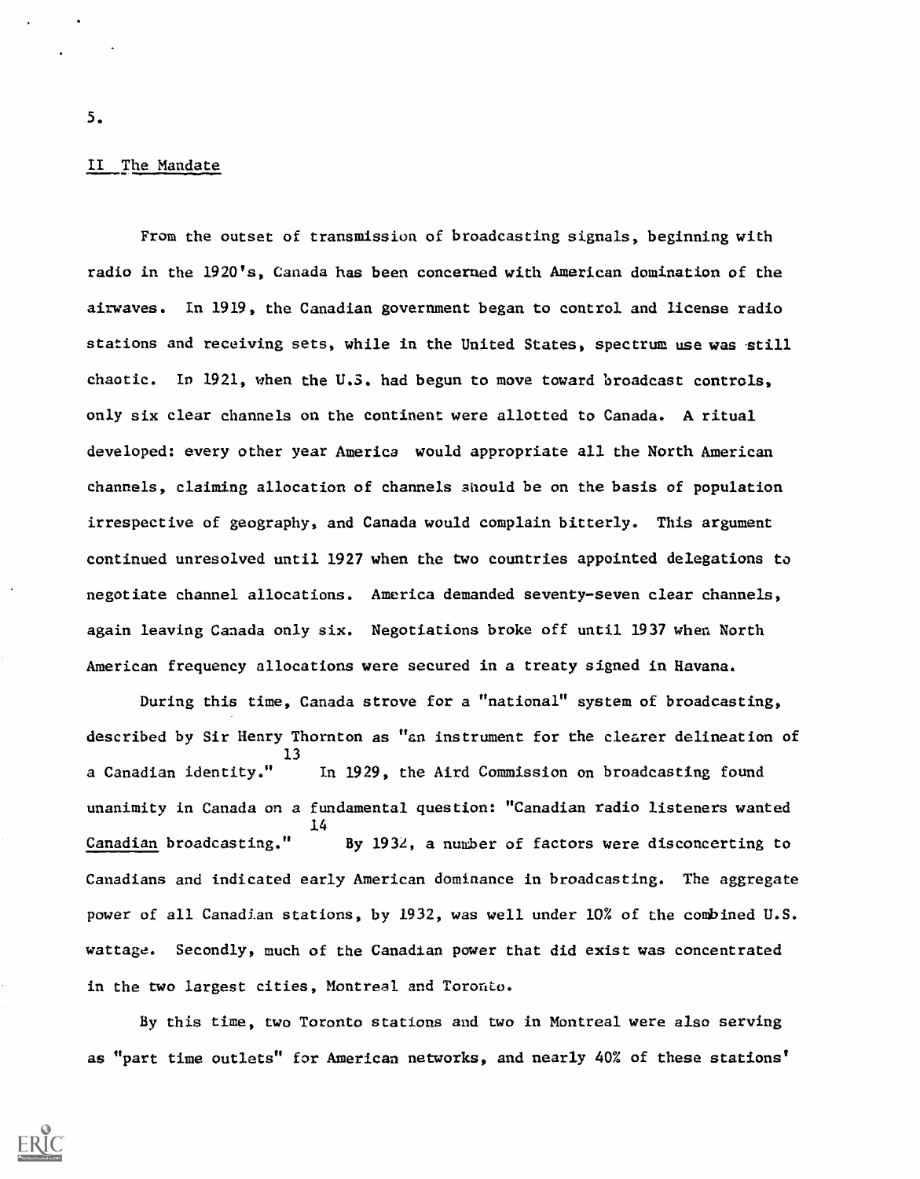## II The Mandate

From the outset of transmission of broadcasting signals, beginning with radio in the 1920's, Canada has been concerned with American domination of the airwaves. In 1919, the Canadian government began to control and license radio stations and receiving sets, while in the United States, spectrum use was still chaotic. In 1921, when the U.S. had begun to move toward broadcast controls, only six clear channels on the continent were allotted to Canada. A ritual developed: every other year America would appropriate all the North American channels, claiming allocation of channels should be on the basis of population irrespective of geography, and Canada would complain bitterly. This argument continued unresolved until 1927 when the two countries appointed delegations to negotiate channel allocations. America demanded seventy-seven clear channels, again leaving Canada only six. Negotiations broke off until 1937 when North American frequency allocations were secured in a treaty signed in Havana.

During this time, Canada strove for a "national" system of broadcasting, described by Sir Henry Thornton as "an instrument for the clearer delineation of a Canadian identity."[13] In 1929, the Aird Commission on broadcasting found unanimity in Canada on a fundamental question: "Canadian radio listeners wanted _Canadian_ broadcasting."[14] By 1932, a number of factors were disconcerting to Canadians and indicated early American dominance in broadcasting. The aggregate power of all Canadian stations, by 1932, was well under 10% of the combined U.S. wattage. Secondly, much of the Canadian power that did exist was concentrated in the two largest cities, Montreal and Toronto.

By this time, two Toronto stations and two in Montreal were also serving as "part time outlets" for American networks, and nearly 40% of these stations'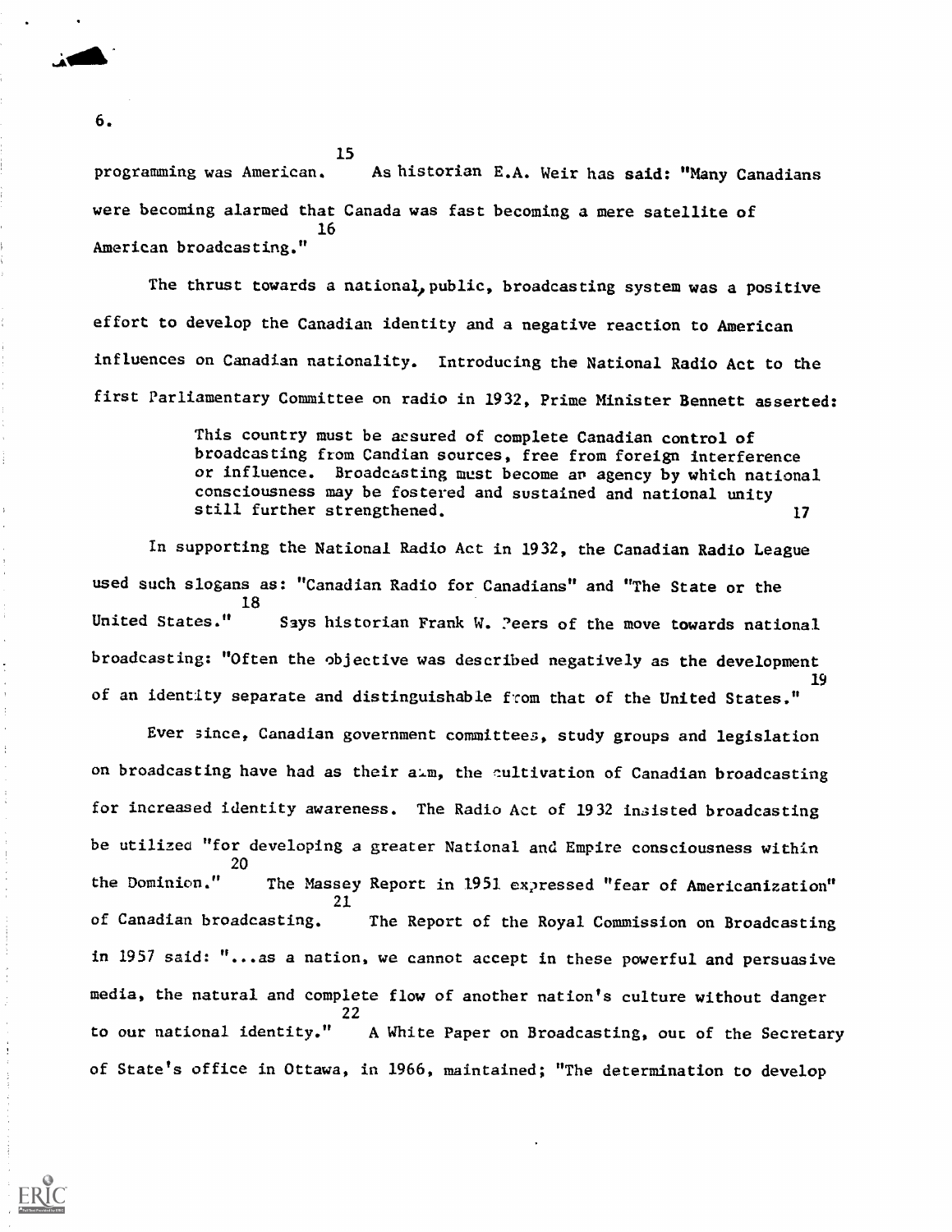programming was American.[15] As historian E.A. Weir has said: "Many Canadians were becoming alarmed that Canada was fast becoming a mere satellite of American broadcasting."[16]

The thrust towards a national, public, broadcasting system was a positive effort to develop the Canadian identity and a negative reaction to American influences on Canadian nationality. Introducing the National Radio Act to the first Parliamentary Committee on radio in 1932, Prime Minister Bennett asserted:

> This country must be assured of complete Canadian control of broadcasting from Candian sources, free from foreign interference or influence. Broadcasting must become an agency by which national consciousness may be fostered and sustained and national unity still further strengthened.[17]

In supporting the National Radio Act in 1932, the Canadian Radio League used such slogans as: "Canadian Radio for Canadians" and "The State or the United States."[18] Says historian Frank W. Peers of the move towards national broadcasting: "Often the objective was described negatively as the development of an identity separate and distinguishable from that of the United States."[19]

Ever since, Canadian government committees, study groups and legislation on broadcasting have had as their aim, the cultivation of Canadian broadcasting for increased identity awareness. The Radio Act of 1932 insisted broadcasting be utilized "for developing a greater National and Empire consciousness within the Dominion."[20] The Massey Report in 1951 expressed "fear of Americanization" of Canadian broadcasting.[21] The Report of the Royal Commission on Broadcasting in 1957 said: "...as a nation, we cannot accept in these powerful and persuasive media, the natural and complete flow of another nation's culture without danger to our national identity."[22] A White Paper on Broadcasting, out of the Secretary of State's office in Ottawa, in 1966, maintained; "The determination to develop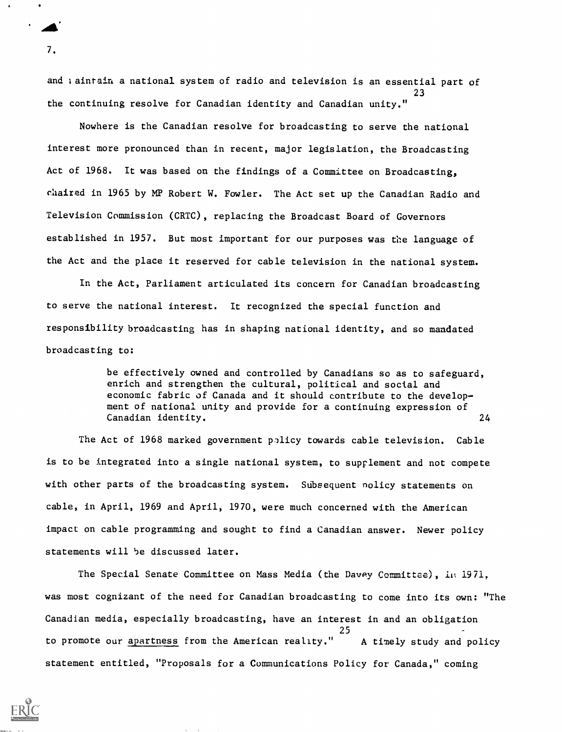and maintain a national system of radio and television is an essential part of the continuing resolve for Canadian identity and Canadian unity."[23]

Nowhere is the Canadian resolve for broadcasting to serve the national interest more pronounced than in recent, major legislation, the Broadcasting Act of 1968. It was based on the findings of a Committee on Broadcasting, chaired in 1965 by MP Robert W. Fowler. The Act set up the Canadian Radio and Television Commission (CRTC), replacing the Broadcast Board of Governors established in 1957. But most important for our purposes was the language of the Act and the place it reserved for cable television in the national system.

In the Act, Parliament articulated its concern for Canadian broadcasting to serve the national interest. It recognized the special function and responsibility broadcasting has in shaping national identity, and so mandated broadcasting to:

> be effectively owned and controlled by Canadians so as to safeguard, enrich and strengthen the cultural, political and social and economic fabric of Canada and it should contribute to the development of national unity and provide for a continuing expression of Canadian identity.[24]

The Act of 1968 marked government policy towards cable television. Cable is to be integrated into a single national system, to supplement and not compete with other parts of the broadcasting system. Subsequent policy statements on cable, in April, 1969 and April, 1970, were much concerned with the American impact on cable programming and sought to find a Canadian answer. Newer policy statements will be discussed later.

The Special Senate Committee on Mass Media (the Davey Committee), in 1971, was most cognizant of the need for Canadian broadcasting to come into its own: "The Canadian media, especially broadcasting, have an interest in and an obligation to promote our <u>apartness</u> from the American reality."[25] A timely study and policy statement entitled, "Proposals for a Communications Policy for Canada," coming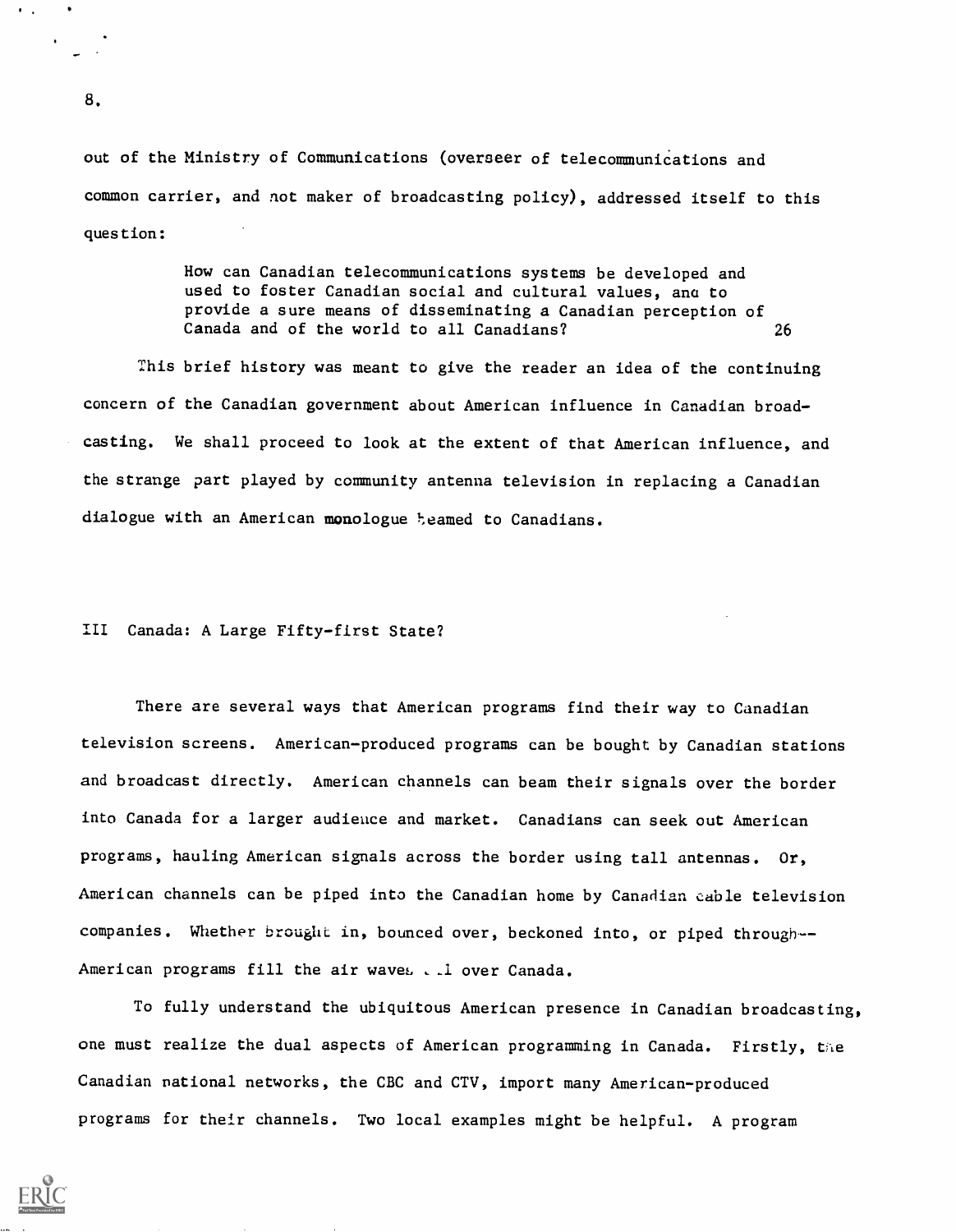out of the Ministry of Communications (overseer of telecommunications and common carrier, and not maker of broadcasting policy), addressed itself to this question:

> How can Canadian telecommunications systems be developed and used to foster Canadian social and cultural values, and to provide a sure means of disseminating a Canadian perception of Canada and of the world to all Canadians? 26

This brief history was meant to give the reader an idea of the continuing concern of the Canadian government about American influence in Canadian broadcasting. We shall proceed to look at the extent of that American influence, and the strange part played by community antenna television in replacing a Canadian dialogue with an American monologue beamed to Canadians.

## III Canada: A Large Fifty-first State?

There are several ways that American programs find their way to Canadian television screens. American-produced programs can be bought by Canadian stations and broadcast directly. American channels can beam their signals over the border into Canada for a larger audience and market. Canadians can seek out American programs, hauling American signals across the border using tall antennas. Or, American channels can be piped into the Canadian home by Canadian cable television companies. Whether brought in, bounced over, beckoned into, or piped through--American programs fill the air waves all over Canada.

To fully understand the ubiquitous American presence in Canadian broadcasting, one must realize the dual aspects of American programming in Canada. Firstly, the Canadian national networks, the CBC and CTV, import many American-produced programs for their channels. Two local examples might be helpful. A program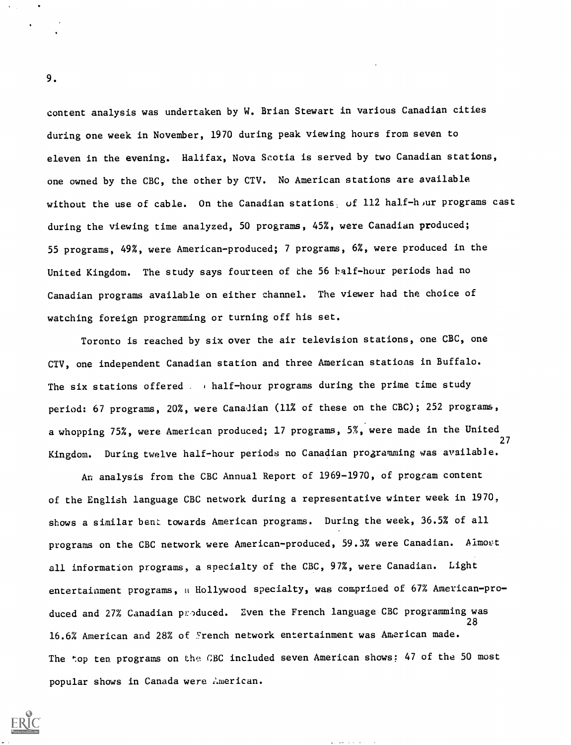content analysis was undertaken by W. Brian Stewart in various Canadian cities during one week in November, 1970 during peak viewing hours from seven to eleven in the evening. Halifax, Nova Scotia is served by two Canadian stations, one owned by the CBC, the other by CTV. No American stations are available without the use of cable. On the Canadian stations of 112 half-hour programs cast during the viewing time analyzed, 50 programs, 45%, were Canadian produced; 55 programs, 49%, were American-produced; 7 programs, 6%, were produced in the United Kingdom. The study says fourteen of the 56 half-hour periods had no Canadian programs available on either channel. The viewer had the choice of watching foreign programming or turning off his set.

Toronto is reached by six over the air television stations, one CBC, one CTV, one independent Canadian station and three American stations in Buffalo. The six stations offered . half-hour programs during the prime time study period: 67 programs, 20%, were Canadian (11% of these on the CBC); 252 programs, a whopping 75%, were American produced; 17 programs, 5%, were made in the United Kingdom. During twelve half-hour periods no Canadian programming was available.[27]

An analysis from the CBC Annual Report of 1969-1970, of program content of the English language CBC network during a representative winter week in 1970, shows a similar bent towards American programs. During the week, 36.5% of all programs on the CBC network were American-produced, 59.3% were Canadian. Almost all information programs, a specialty of the CBC, 97%, were Canadian. Light entertainment programs, a Hollywood specialty, was comprised of 67% American-produced and 27% Canadian produced. Even the French language CBC programming was 16.6% American and 28% of French network entertainment was American made.[28] The top ten programs on the CBC included seven American shows; 47 of the 50 most popular shows in Canada were American.